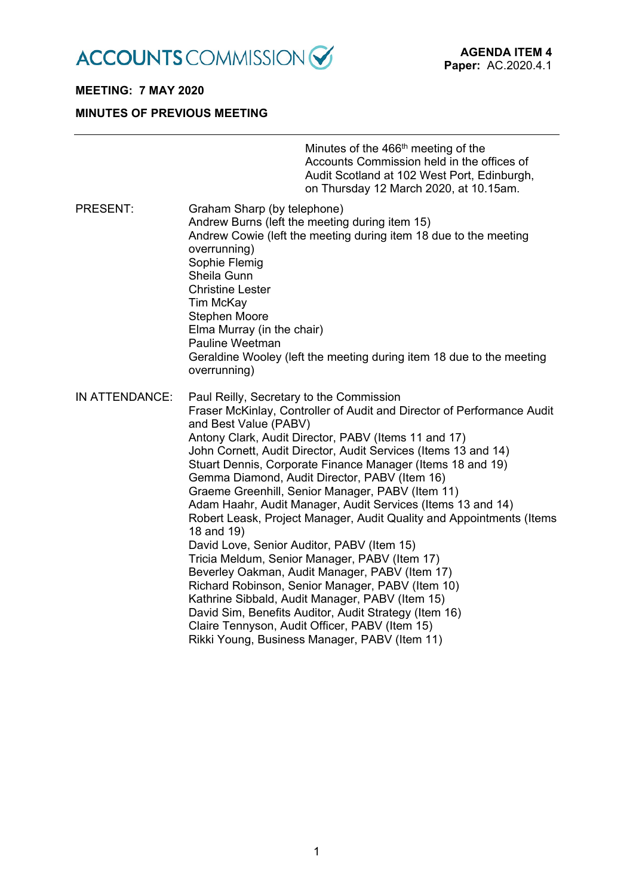ACCOUNTS COMMISSION

**AGENDA ITEM 4**
**Paper:** AC.2020.4.1

**MEETING: 7 MAY 2020**

**MINUTES OF PREVIOUS MEETING**

---

Minutes of the 466th meeting of the Accounts Commission held in the offices of Audit Scotland at 102 West Port, Edinburgh, on Thursday 12 March 2020, at 10.15am.

PRESENT:

Graham Sharp (by telephone)
Andrew Burns (left the meeting during item 15)
Andrew Cowie (left the meeting during item 18 due to the meeting overrunning)
Sophie Flemig
Sheila Gunn
Christine Lester
Tim McKay
Stephen Moore
Elma Murray (in the chair)
Pauline Weetman
Geraldine Wooley (left the meeting during item 18 due to the meeting overrunning)

IN ATTENDANCE:

Paul Reilly, Secretary to the Commission
Fraser McKinlay, Controller of Audit and Director of Performance Audit and Best Value (PABV)
Antony Clark, Audit Director, PABV (Items 11 and 17)
John Cornett, Audit Director, Audit Services (Items 13 and 14)
Stuart Dennis, Corporate Finance Manager (Items 18 and 19)
Gemma Diamond, Audit Director, PABV (Item 16)
Graeme Greenhill, Senior Manager, PABV (Item 11)
Adam Haahr, Audit Manager, Audit Services (Items 13 and 14)
Robert Leask, Project Manager, Audit Quality and Appointments (Items 18 and 19)
David Love, Senior Auditor, PABV (Item 15)
Tricia Meldum, Senior Manager, PABV (Item 17)
Beverley Oakman, Audit Manager, PABV (Item 17)
Richard Robinson, Senior Manager, PABV (Item 10)
Kathrine Sibbald, Audit Manager, PABV (Item 15)
David Sim, Benefits Auditor, Audit Strategy (Item 16)
Claire Tennyson, Audit Officer, PABV (Item 15)
Rikki Young, Business Manager, PABV (Item 11)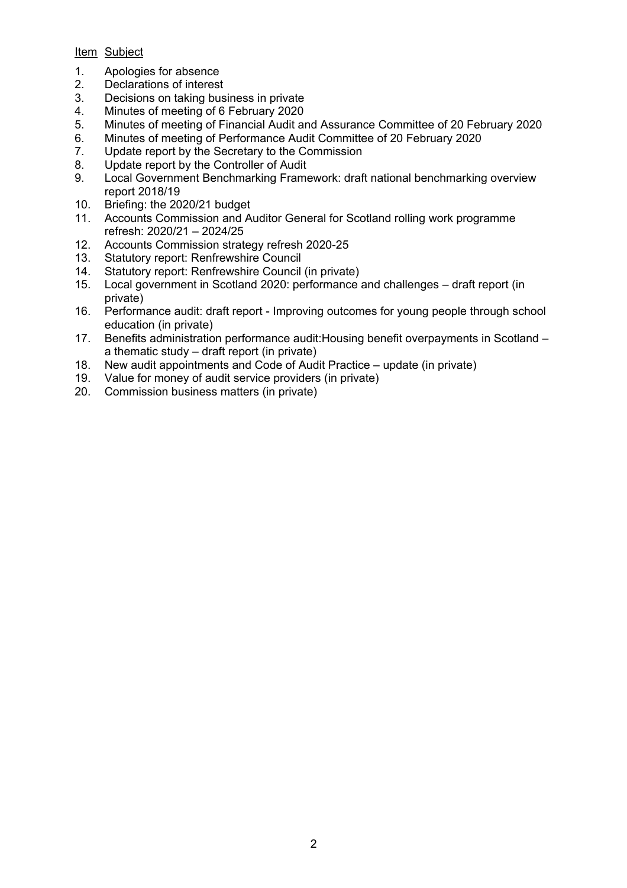Item Subject

1. Apologies for absence
2. Declarations of interest
3. Decisions on taking business in private
4. Minutes of meeting of 6 February 2020
5. Minutes of meeting of Financial Audit and Assurance Committee of 20 February 2020
6. Minutes of meeting of Performance Audit Committee of 20 February 2020
7. Update report by the Secretary to the Commission
8. Update report by the Controller of Audit
9. Local Government Benchmarking Framework: draft national benchmarking overview report 2018/19
10. Briefing: the 2020/21 budget
11. Accounts Commission and Auditor General for Scotland rolling work programme refresh: 2020/21 – 2024/25
12. Accounts Commission strategy refresh 2020-25
13. Statutory report: Renfrewshire Council
14. Statutory report: Renfrewshire Council (in private)
15. Local government in Scotland 2020: performance and challenges – draft report (in private)
16. Performance audit: draft report - Improving outcomes for young people through school education (in private)
17. Benefits administration performance audit:Housing benefit overpayments in Scotland – a thematic study – draft report (in private)
18. New audit appointments and Code of Audit Practice – update (in private)
19. Value for money of audit service providers (in private)
20. Commission business matters (in private)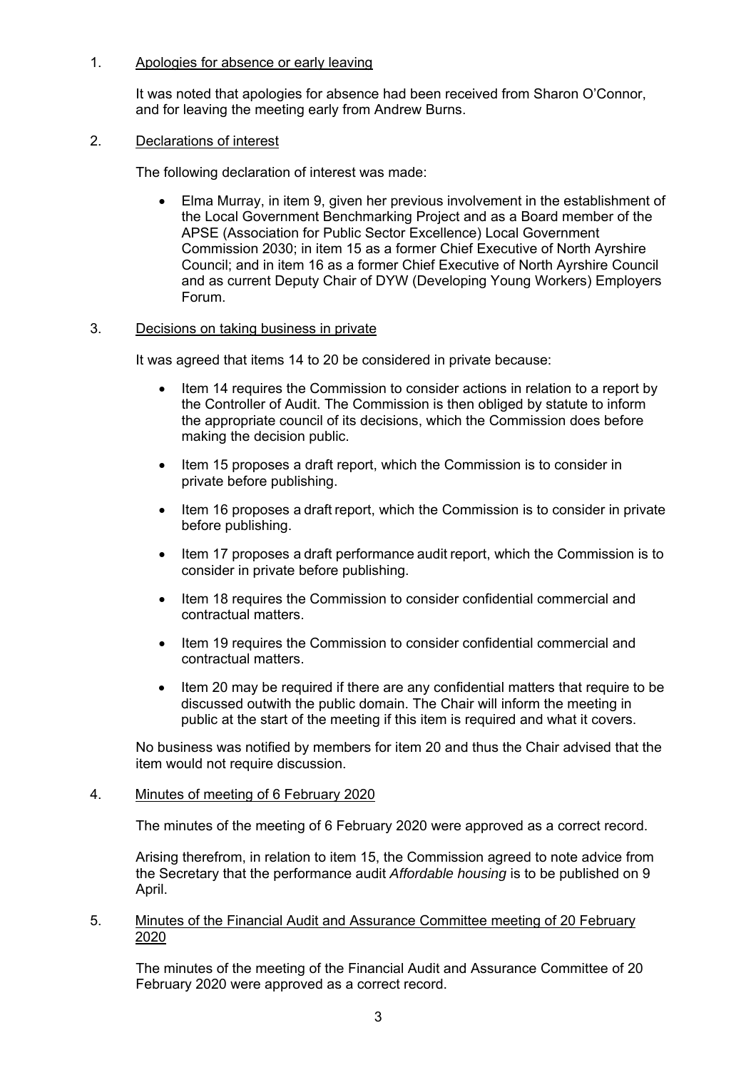1. Apologies for absence or early leaving

It was noted that apologies for absence had been received from Sharon O'Connor, and for leaving the meeting early from Andrew Burns.

2. Declarations of interest

The following declaration of interest was made:

- Elma Murray, in item 9, given her previous involvement in the establishment of the Local Government Benchmarking Project and as a Board member of the APSE (Association for Public Sector Excellence) Local Government Commission 2030; in item 15 as a former Chief Executive of North Ayrshire Council; and in item 16 as a former Chief Executive of North Ayrshire Council and as current Deputy Chair of DYW (Developing Young Workers) Employers Forum.

3. Decisions on taking business in private

It was agreed that items 14 to 20 be considered in private because:

- Item 14 requires the Commission to consider actions in relation to a report by the Controller of Audit. The Commission is then obliged by statute to inform the appropriate council of its decisions, which the Commission does before making the decision public.
- Item 15 proposes a draft report, which the Commission is to consider in private before publishing.
- Item 16 proposes a draft report, which the Commission is to consider in private before publishing.
- Item 17 proposes a draft performance audit report, which the Commission is to consider in private before publishing.
- Item 18 requires the Commission to consider confidential commercial and contractual matters.
- Item 19 requires the Commission to consider confidential commercial and contractual matters.
- Item 20 may be required if there are any confidential matters that require to be discussed outwith the public domain. The Chair will inform the meeting in public at the start of the meeting if this item is required and what it covers.

No business was notified by members for item 20 and thus the Chair advised that the item would not require discussion.

4. Minutes of meeting of 6 February 2020

The minutes of the meeting of 6 February 2020 were approved as a correct record.

Arising therefrom, in relation to item 15, the Commission agreed to note advice from the Secretary that the performance audit *Affordable housing* is to be published on 9 April.

5. Minutes of the Financial Audit and Assurance Committee meeting of 20 February 2020

The minutes of the meeting of the Financial Audit and Assurance Committee of 20 February 2020 were approved as a correct record.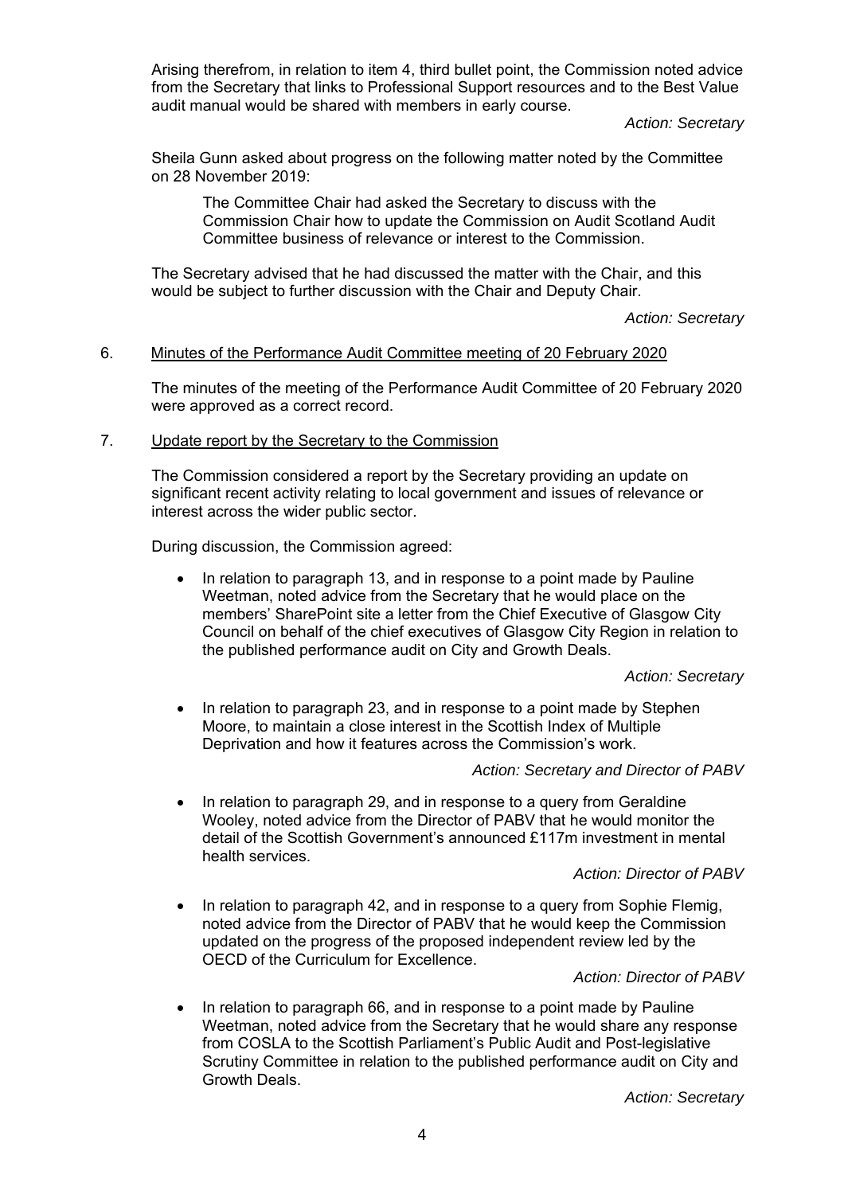Arising therefrom, in relation to item 4, third bullet point, the Commission noted advice from the Secretary that links to Professional Support resources and to the Best Value audit manual would be shared with members in early course.

*Action: Secretary*

Sheila Gunn asked about progress on the following matter noted by the Committee on 28 November 2019:

> The Committee Chair had asked the Secretary to discuss with the Commission Chair how to update the Commission on Audit Scotland Audit Committee business of relevance or interest to the Commission.

The Secretary advised that he had discussed the matter with the Chair, and this would be subject to further discussion with the Chair and Deputy Chair.

*Action: Secretary*

6. Minutes of the Performance Audit Committee meeting of 20 February 2020

The minutes of the meeting of the Performance Audit Committee of 20 February 2020 were approved as a correct record.

7. Update report by the Secretary to the Commission

The Commission considered a report by the Secretary providing an update on significant recent activity relating to local government and issues of relevance or interest across the wider public sector.

During discussion, the Commission agreed:

- In relation to paragraph 13, and in response to a point made by Pauline Weetman, noted advice from the Secretary that he would place on the members' SharePoint site a letter from the Chief Executive of Glasgow City Council on behalf of the chief executives of Glasgow City Region in relation to the published performance audit on City and Growth Deals.

  *Action: Secretary*

- In relation to paragraph 23, and in response to a point made by Stephen Moore, to maintain a close interest in the Scottish Index of Multiple Deprivation and how it features across the Commission's work.

  *Action: Secretary and Director of PABV*

- In relation to paragraph 29, and in response to a query from Geraldine Wooley, noted advice from the Director of PABV that he would monitor the detail of the Scottish Government's announced £117m investment in mental health services.

  *Action: Director of PABV*

- In relation to paragraph 42, and in response to a query from Sophie Flemig, noted advice from the Director of PABV that he would keep the Commission updated on the progress of the proposed independent review led by the OECD of the Curriculum for Excellence.

  *Action: Director of PABV*

- In relation to paragraph 66, and in response to a point made by Pauline Weetman, noted advice from the Secretary that he would share any response from COSLA to the Scottish Parliament's Public Audit and Post-legislative Scrutiny Committee in relation to the published performance audit on City and Growth Deals.

  *Action: Secretary*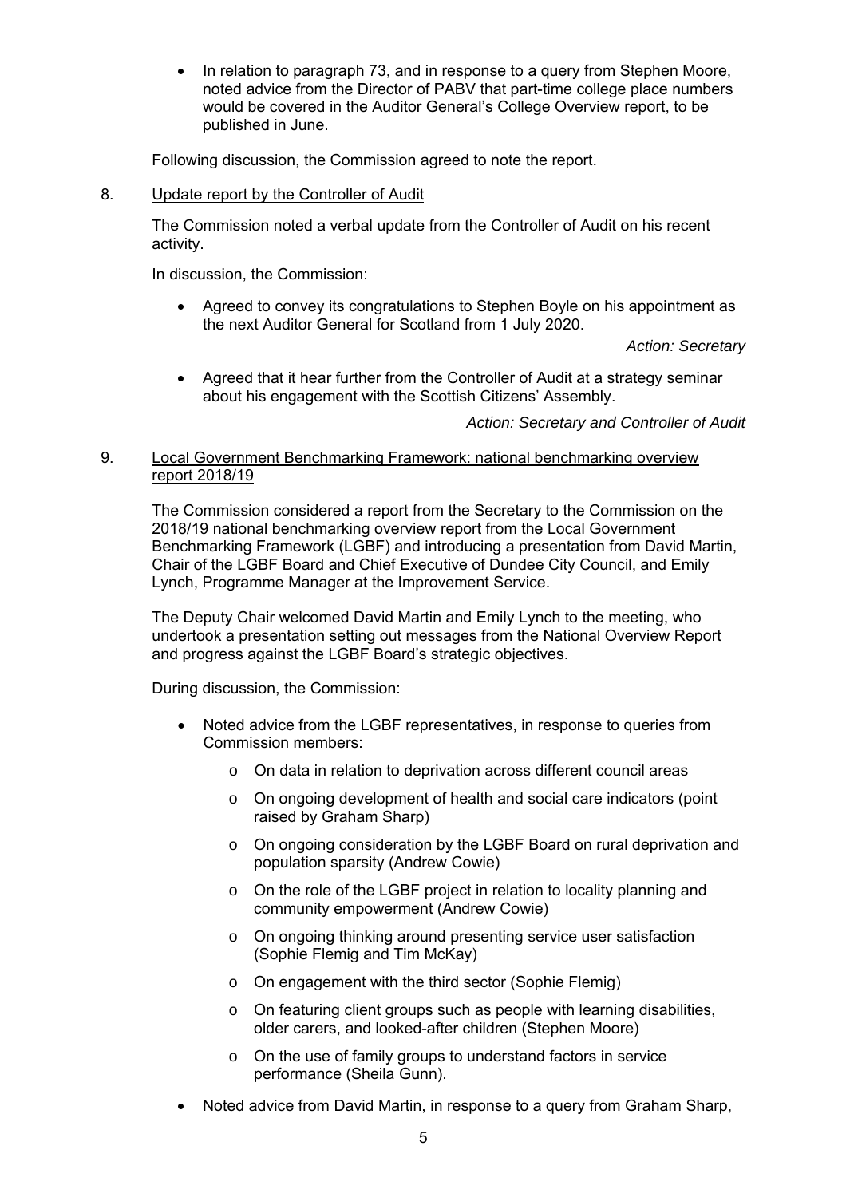- In relation to paragraph 73, and in response to a query from Stephen Moore, noted advice from the Director of PABV that part-time college place numbers would be covered in the Auditor General's College Overview report, to be published in June.

Following discussion, the Commission agreed to note the report.

8. Update report by the Controller of Audit

The Commission noted a verbal update from the Controller of Audit on his recent activity.

In discussion, the Commission:

- Agreed to convey its congratulations to Stephen Boyle on his appointment as the next Auditor General for Scotland from 1 July 2020.

*Action: Secretary*

- Agreed that it hear further from the Controller of Audit at a strategy seminar about his engagement with the Scottish Citizens' Assembly.

*Action: Secretary and Controller of Audit*

9. Local Government Benchmarking Framework: national benchmarking overview report 2018/19

The Commission considered a report from the Secretary to the Commission on the 2018/19 national benchmarking overview report from the Local Government Benchmarking Framework (LGBF) and introducing a presentation from David Martin, Chair of the LGBF Board and Chief Executive of Dundee City Council, and Emily Lynch, Programme Manager at the Improvement Service.

The Deputy Chair welcomed David Martin and Emily Lynch to the meeting, who undertook a presentation setting out messages from the National Overview Report and progress against the LGBF Board's strategic objectives.

During discussion, the Commission:

- Noted advice from the LGBF representatives, in response to queries from Commission members:
  - On data in relation to deprivation across different council areas
  - On ongoing development of health and social care indicators (point raised by Graham Sharp)
  - On ongoing consideration by the LGBF Board on rural deprivation and population sparsity (Andrew Cowie)
  - On the role of the LGBF project in relation to locality planning and community empowerment (Andrew Cowie)
  - On ongoing thinking around presenting service user satisfaction (Sophie Flemig and Tim McKay)
  - On engagement with the third sector (Sophie Flemig)
  - On featuring client groups such as people with learning disabilities, older carers, and looked-after children (Stephen Moore)
  - On the use of family groups to understand factors in service performance (Sheila Gunn).
- Noted advice from David Martin, in response to a query from Graham Sharp,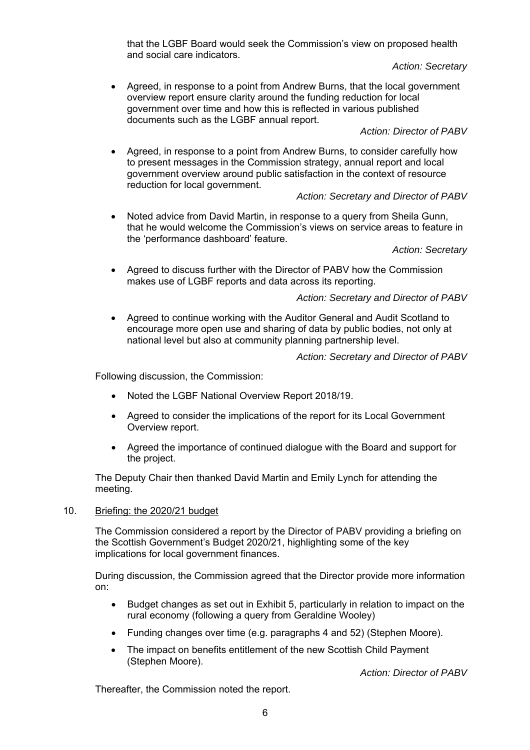that the LGBF Board would seek the Commission's view on proposed health and social care indicators.

*Action: Secretary*

- Agreed, in response to a point from Andrew Burns, that the local government overview report ensure clarity around the funding reduction for local government over time and how this is reflected in various published documents such as the LGBF annual report.

*Action: Director of PABV*

- Agreed, in response to a point from Andrew Burns, to consider carefully how to present messages in the Commission strategy, annual report and local government overview around public satisfaction in the context of resource reduction for local government.

*Action: Secretary and Director of PABV*

- Noted advice from David Martin, in response to a query from Sheila Gunn, that he would welcome the Commission's views on service areas to feature in the 'performance dashboard' feature.

*Action: Secretary*

- Agreed to discuss further with the Director of PABV how the Commission makes use of LGBF reports and data across its reporting.

*Action: Secretary and Director of PABV*

- Agreed to continue working with the Auditor General and Audit Scotland to encourage more open use and sharing of data by public bodies, not only at national level but also at community planning partnership level.

*Action: Secretary and Director of PABV*

Following discussion, the Commission:

- Noted the LGBF National Overview Report 2018/19.
- Agreed to consider the implications of the report for its Local Government Overview report.
- Agreed the importance of continued dialogue with the Board and support for the project.

The Deputy Chair then thanked David Martin and Emily Lynch for attending the meeting.

10. Briefing: the 2020/21 budget

The Commission considered a report by the Director of PABV providing a briefing on the Scottish Government's Budget 2020/21, highlighting some of the key implications for local government finances.

During discussion, the Commission agreed that the Director provide more information on:

- Budget changes as set out in Exhibit 5, particularly in relation to impact on the rural economy (following a query from Geraldine Wooley)
- Funding changes over time (e.g. paragraphs 4 and 52) (Stephen Moore).
- The impact on benefits entitlement of the new Scottish Child Payment (Stephen Moore).

*Action: Director of PABV*

Thereafter, the Commission noted the report.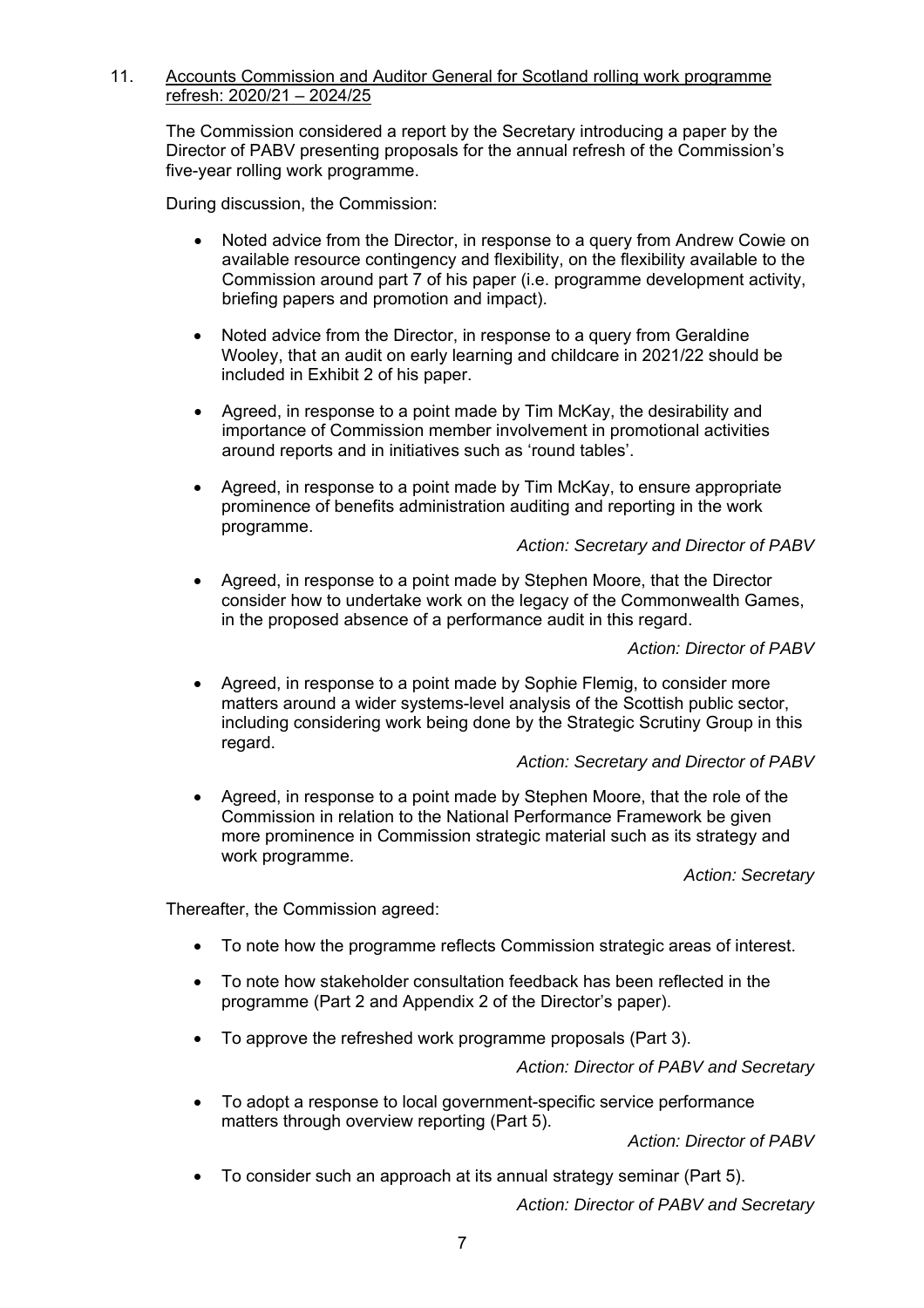11. Accounts Commission and Auditor General for Scotland rolling work programme refresh: 2020/21 – 2024/25

The Commission considered a report by the Secretary introducing a paper by the Director of PABV presenting proposals for the annual refresh of the Commission's five-year rolling work programme.

During discussion, the Commission:

- Noted advice from the Director, in response to a query from Andrew Cowie on available resource contingency and flexibility, on the flexibility available to the Commission around part 7 of his paper (i.e. programme development activity, briefing papers and promotion and impact).

- Noted advice from the Director, in response to a query from Geraldine Wooley, that an audit on early learning and childcare in 2021/22 should be included in Exhibit 2 of his paper.

- Agreed, in response to a point made by Tim McKay, the desirability and importance of Commission member involvement in promotional activities around reports and in initiatives such as 'round tables'.

- Agreed, in response to a point made by Tim McKay, to ensure appropriate prominence of benefits administration auditing and reporting in the work programme.

  *Action: Secretary and Director of PABV*

- Agreed, in response to a point made by Stephen Moore, that the Director consider how to undertake work on the legacy of the Commonwealth Games, in the proposed absence of a performance audit in this regard.

  *Action: Director of PABV*

- Agreed, in response to a point made by Sophie Flemig, to consider more matters around a wider systems-level analysis of the Scottish public sector, including considering work being done by the Strategic Scrutiny Group in this regard.

  *Action: Secretary and Director of PABV*

- Agreed, in response to a point made by Stephen Moore, that the role of the Commission in relation to the National Performance Framework be given more prominence in Commission strategic material such as its strategy and work programme.

  *Action: Secretary*

Thereafter, the Commission agreed:

- To note how the programme reflects Commission strategic areas of interest.

- To note how stakeholder consultation feedback has been reflected in the programme (Part 2 and Appendix 2 of the Director's paper).

- To approve the refreshed work programme proposals (Part 3).

  *Action: Director of PABV and Secretary*

- To adopt a response to local government-specific service performance matters through overview reporting (Part 5).

  *Action: Director of PABV*

- To consider such an approach at its annual strategy seminar (Part 5).

  *Action: Director of PABV and Secretary*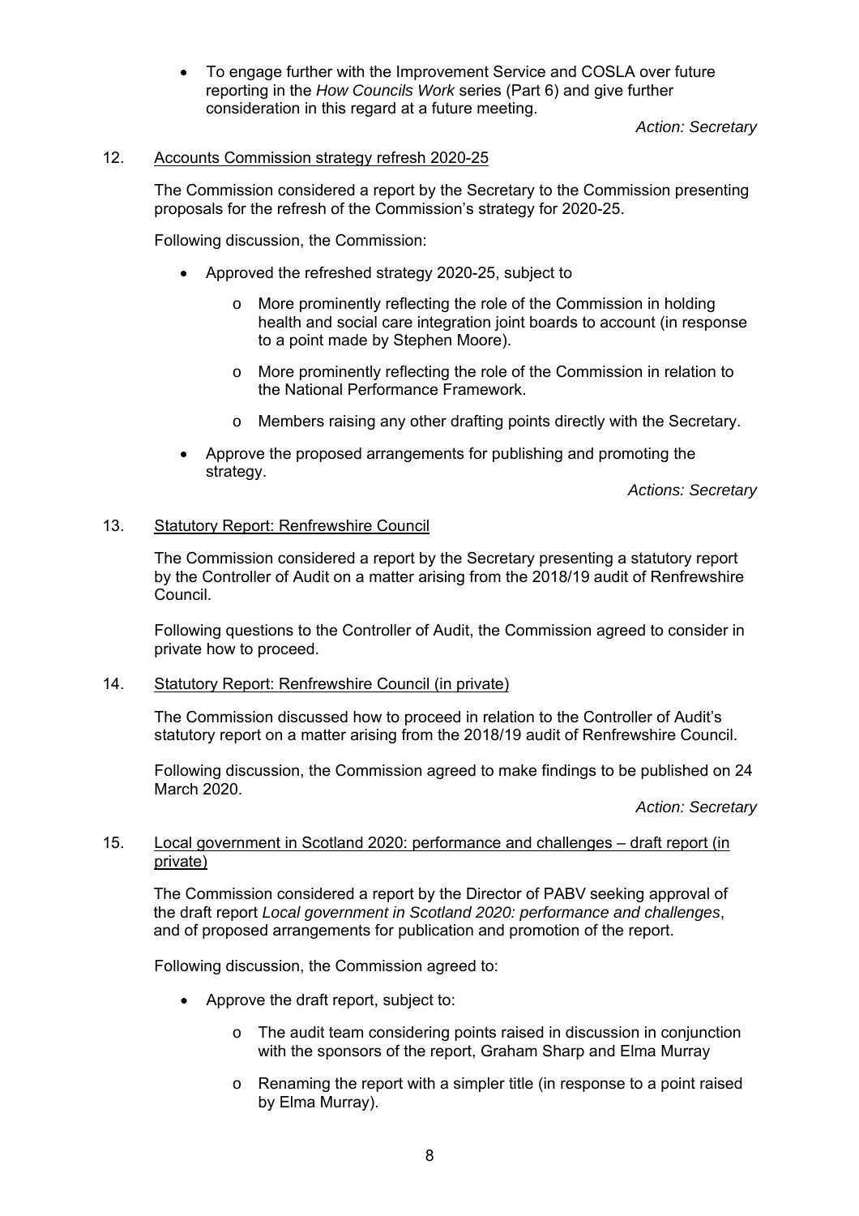- To engage further with the Improvement Service and COSLA over future reporting in the *How Councils Work* series (Part 6) and give further consideration in this regard at a future meeting.

*Action: Secretary*

12. Accounts Commission strategy refresh 2020-25

The Commission considered a report by the Secretary to the Commission presenting proposals for the refresh of the Commission's strategy for 2020-25.

Following discussion, the Commission:

- Approved the refreshed strategy 2020-25, subject to
    - More prominently reflecting the role of the Commission in holding health and social care integration joint boards to account (in response to a point made by Stephen Moore).
    - More prominently reflecting the role of the Commission in relation to the National Performance Framework.
    - Members raising any other drafting points directly with the Secretary.
- Approve the proposed arrangements for publishing and promoting the strategy.

*Actions: Secretary*

13. Statutory Report: Renfrewshire Council

The Commission considered a report by the Secretary presenting a statutory report by the Controller of Audit on a matter arising from the 2018/19 audit of Renfrewshire Council.

Following questions to the Controller of Audit, the Commission agreed to consider in private how to proceed.

14. Statutory Report: Renfrewshire Council (in private)

The Commission discussed how to proceed in relation to the Controller of Audit's statutory report on a matter arising from the 2018/19 audit of Renfrewshire Council.

Following discussion, the Commission agreed to make findings to be published on 24 March 2020.

*Action: Secretary*

15. Local government in Scotland 2020: performance and challenges – draft report (in private)

The Commission considered a report by the Director of PABV seeking approval of the draft report *Local government in Scotland 2020: performance and challenges*, and of proposed arrangements for publication and promotion of the report.

Following discussion, the Commission agreed to:

- Approve the draft report, subject to:
    - The audit team considering points raised in discussion in conjunction with the sponsors of the report, Graham Sharp and Elma Murray
    - Renaming the report with a simpler title (in response to a point raised by Elma Murray).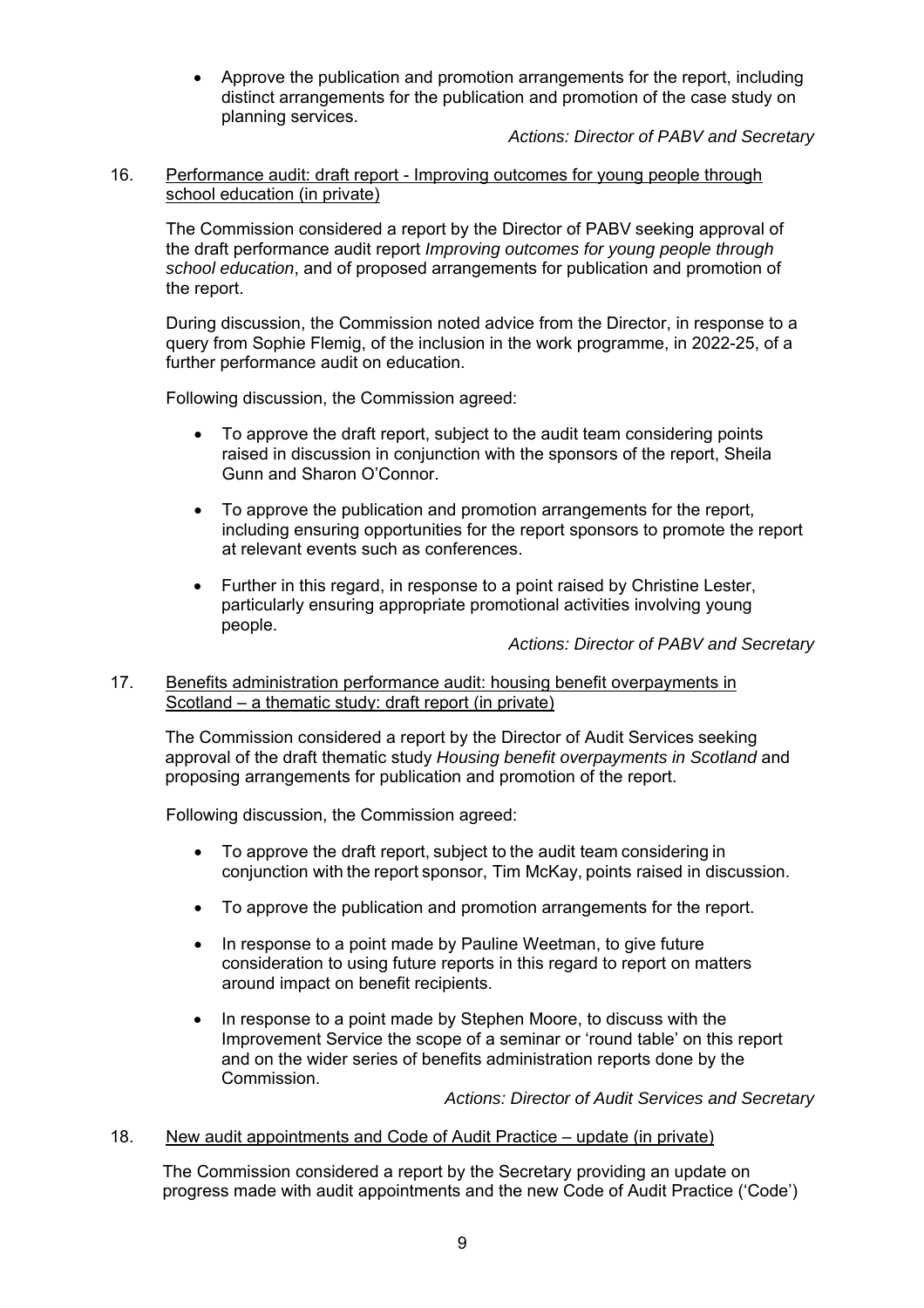- Approve the publication and promotion arrangements for the report, including distinct arrangements for the publication and promotion of the case study on planning services.

*Actions: Director of PABV and Secretary*

16. Performance audit: draft report - Improving outcomes for young people through school education (in private)

The Commission considered a report by the Director of PABV seeking approval of the draft performance audit report *Improving outcomes for young people through school education*, and of proposed arrangements for publication and promotion of the report.

During discussion, the Commission noted advice from the Director, in response to a query from Sophie Flemig, of the inclusion in the work programme, in 2022-25, of a further performance audit on education.

Following discussion, the Commission agreed:

- To approve the draft report, subject to the audit team considering points raised in discussion in conjunction with the sponsors of the report, Sheila Gunn and Sharon O'Connor.
- To approve the publication and promotion arrangements for the report, including ensuring opportunities for the report sponsors to promote the report at relevant events such as conferences.
- Further in this regard, in response to a point raised by Christine Lester, particularly ensuring appropriate promotional activities involving young people.

*Actions: Director of PABV and Secretary*

17. Benefits administration performance audit: housing benefit overpayments in Scotland – a thematic study: draft report (in private)

The Commission considered a report by the Director of Audit Services seeking approval of the draft thematic study *Housing benefit overpayments in Scotland* and proposing arrangements for publication and promotion of the report.

Following discussion, the Commission agreed:

- To approve the draft report, subject to the audit team considering in conjunction with the report sponsor, Tim McKay, points raised in discussion.
- To approve the publication and promotion arrangements for the report.
- In response to a point made by Pauline Weetman, to give future consideration to using future reports in this regard to report on matters around impact on benefit recipients.
- In response to a point made by Stephen Moore, to discuss with the Improvement Service the scope of a seminar or 'round table' on this report and on the wider series of benefits administration reports done by the Commission.

*Actions: Director of Audit Services and Secretary*

18. New audit appointments and Code of Audit Practice – update (in private)

The Commission considered a report by the Secretary providing an update on progress made with audit appointments and the new Code of Audit Practice ('Code')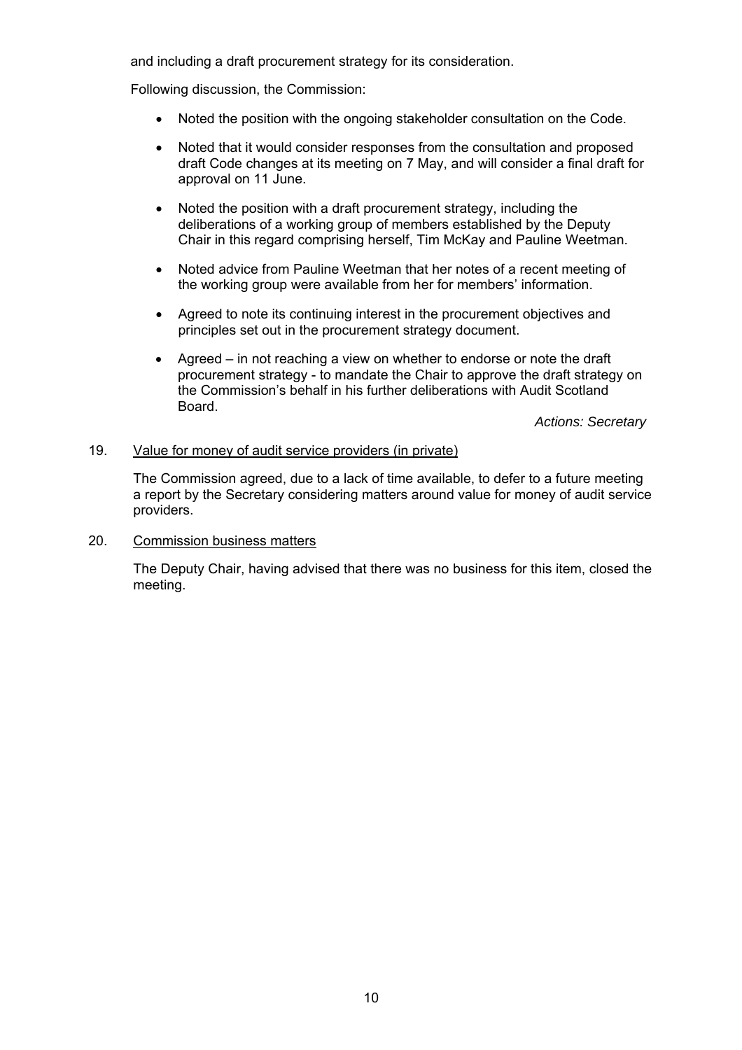and including a draft procurement strategy for its consideration.

Following discussion, the Commission:

- Noted the position with the ongoing stakeholder consultation on the Code.
- Noted that it would consider responses from the consultation and proposed draft Code changes at its meeting on 7 May, and will consider a final draft for approval on 11 June.
- Noted the position with a draft procurement strategy, including the deliberations of a working group of members established by the Deputy Chair in this regard comprising herself, Tim McKay and Pauline Weetman.
- Noted advice from Pauline Weetman that her notes of a recent meeting of the working group were available from her for members' information.
- Agreed to note its continuing interest in the procurement objectives and principles set out in the procurement strategy document.
- Agreed – in not reaching a view on whether to endorse or note the draft procurement strategy - to mandate the Chair to approve the draft strategy on the Commission's behalf in his further deliberations with Audit Scotland Board.

*Actions: Secretary*

19. Value for money of audit service providers (in private)

The Commission agreed, due to a lack of time available, to defer to a future meeting a report by the Secretary considering matters around value for money of audit service providers.

20. Commission business matters

The Deputy Chair, having advised that there was no business for this item, closed the meeting.